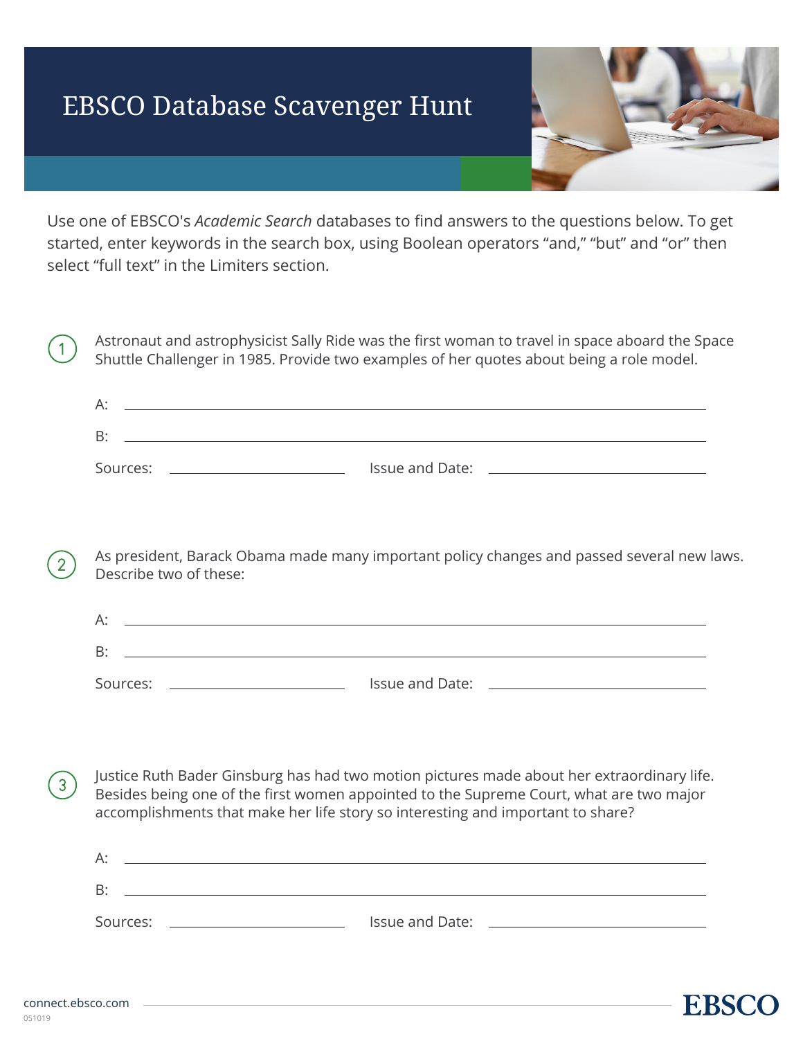# EBSCO Database Scavenger Hunt

Use one of EBSCO's *Academic Search* databases to find answers to the questions below. To get started, enter keywords in the search box, using Boolean operators "and," "but" and "or" then select "full text" in the Limiters section.

1. Astronaut and astrophysicist Sally Ride was the first woman to travel in space aboard the Space Shuttle Challenger in 1985. Provide two examples of her quotes about being a role model.

   A: ______________________________

   B: ______________________________

   Sources: ______________ Issue and Date: ______________

2. As president, Barack Obama made many important policy changes and passed several new laws. Describe two of these:

   A: ______________________________

   B: ______________________________

   Sources: ______________ Issue and Date: ______________

3. Justice Ruth Bader Ginsburg has had two motion pictures made about her extraordinary life. Besides being one of the first women appointed to the Supreme Court, what are two major accomplishments that make her life story so interesting and important to share?

   A: ______________________________

   B: ______________________________

   Sources: ______________ Issue and Date: ______________

connect.ebsco.com

051019

EBSCO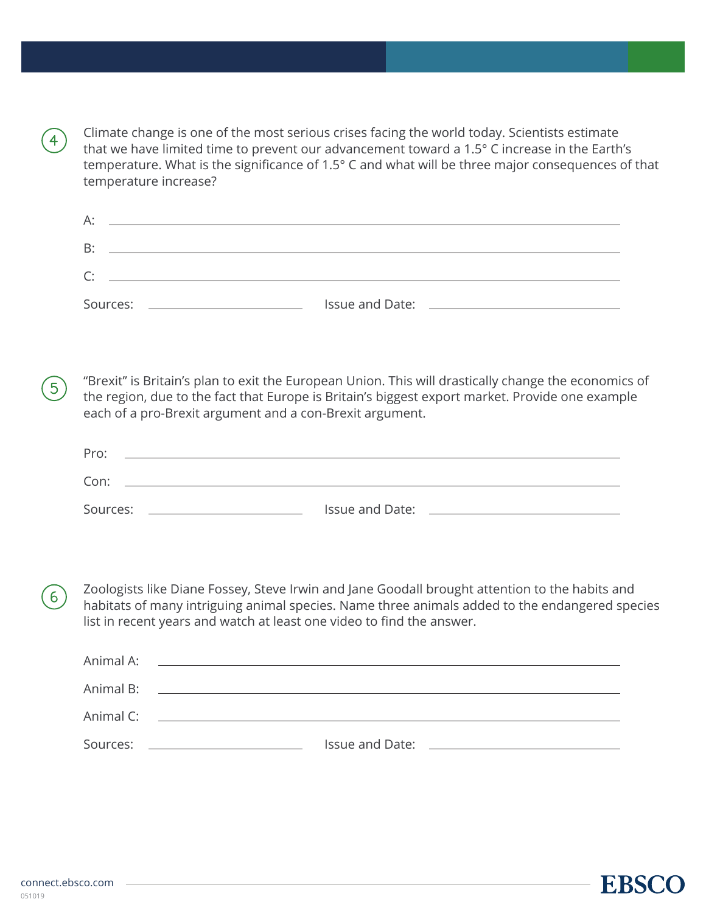4. Climate change is one of the most serious crises facing the world today. Scientists estimate that we have limited time to prevent our advancement toward a 1.5° C increase in the Earth's temperature. What is the significance of 1.5° C and what will be three major consequences of that temperature increase?

A: ____________________

B: ____________________

C: ____________________

Sources: ____________________ Issue and Date: ____________________

5. "Brexit" is Britain's plan to exit the European Union. This will drastically change the economics of the region, due to the fact that Europe is Britain's biggest export market. Provide one example each of a pro-Brexit argument and a con-Brexit argument.

Pro: ____________________

Con: ____________________

Sources: ____________________ Issue and Date: ____________________

6. Zoologists like Diane Fossey, Steve Irwin and Jane Goodall brought attention to the habits and habitats of many intriguing animal species. Name three animals added to the endangered species list in recent years and watch at least one video to find the answer.

Animal A: ____________________

Animal B: ____________________

Animal C: ____________________

Sources: ____________________ Issue and Date: ____________________

connect.ebsco.com

051019

EBSCO